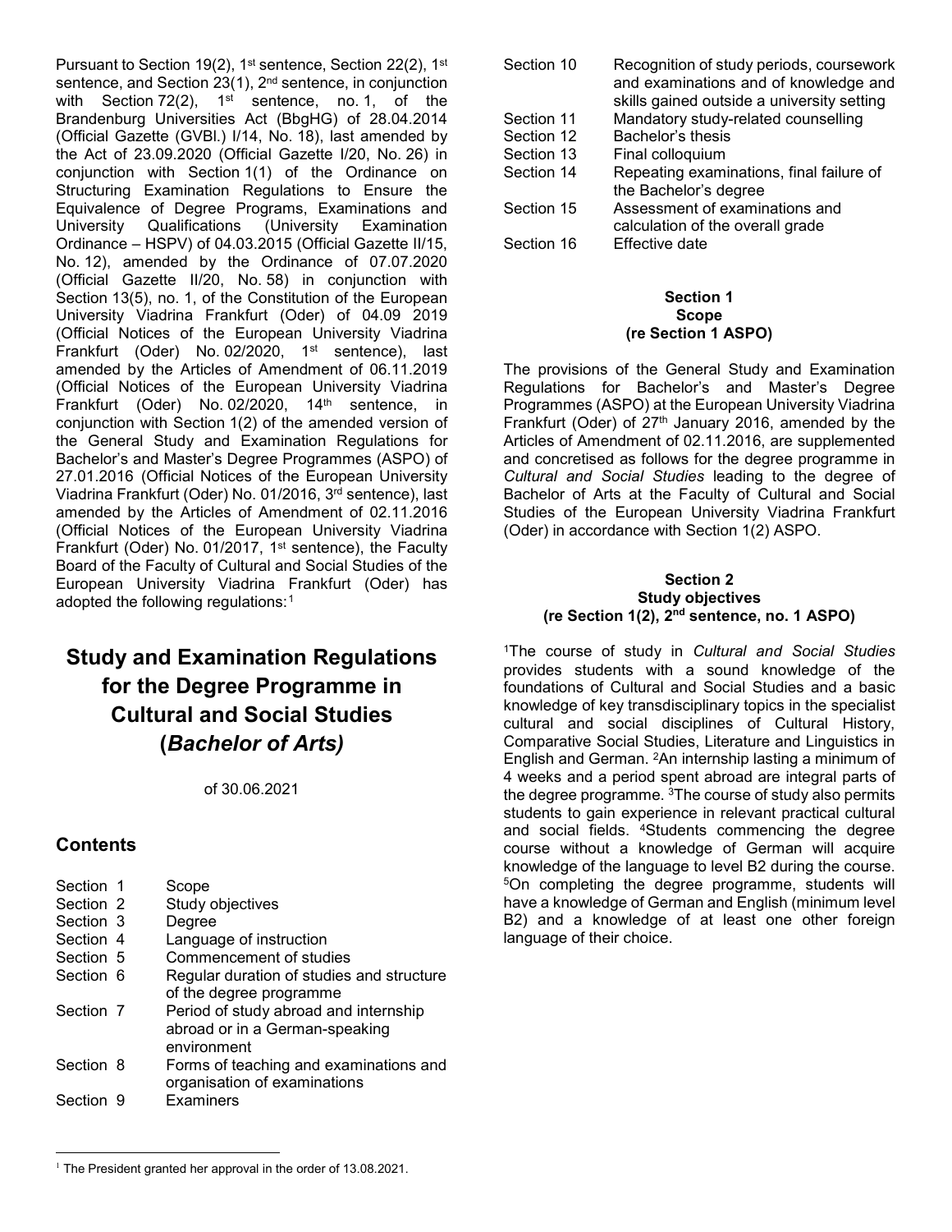Pursuant to Section 19(2), 1st sentence, Section 22(2), 1st sentence, and Section 23(1), 2nd sentence, in conjunction with Section 72(2), 1st sentence, no. 1, of the Brandenburg Universities Act (BbgHG) of 28.04.2014 (Official Gazette (GVBl.) I/14, No. 18), last amended by the Act of 23.09.2020 (Official Gazette I/20, No. 26) in conjunction with Section 1(1) of the Ordinance on Structuring Examination Regulations to Ensure the Equivalence of Degree Programs, Examinations and University Qualifications (University Examination Ordinance – HSPV) of 04.03.2015 (Official Gazette II/15, No. 12), amended by the Ordinance of 07.07.2020 (Official Gazette II/20, No. 58) in conjunction with Section 13(5), no. 1, of the Constitution of the European University Viadrina Frankfurt (Oder) of 04.09 2019 (Official Notices of the European University Viadrina Frankfurt (Oder) No. 02/2020, 1st sentence), last amended by the Articles of Amendment of 06.11.2019 (Official Notices of the European University Viadrina Frankfurt (Oder) No. 02/2020, 14th sentence, in conjunction with Section 1(2) of the amended version of the General Study and Examination Regulations for Bachelor's and Master's Degree Programmes (ASPO) of 27.01.2016 (Official Notices of the European University Viadrina Frankfurt (Oder) No. 01/2016, 3rd sentence), last amended by the Articles of Amendment of 02.11.2016 (Official Notices of the European University Viadrina Frankfurt (Oder) No. 01/2017, 1st sentence), the Faculty Board of the Faculty of Cultural and Social Studies of the European University Viadrina Frankfurt (Oder) has adopted the following regulations:[1]

# Study and Examination Regulations for the Degree Programme in Cultural and Social Studies (*Bachelor of Arts)*

of 30.06.2021

## Contents

| | |
|---|---|
| Section 1 | Scope |
| Section 2 | Study objectives |
| Section 3 | Degree |
| Section 4 | Language of instruction |
| Section 5 | Commencement of studies |
| Section 6 | Regular duration of studies and structure of the degree programme |
| Section 7 | Period of study abroad and internship abroad or in a German-speaking environment |
| Section 8 | Forms of teaching and examinations and organisation of examinations |
| Section 9 | Examiners |
| Section 10 | Recognition of study periods, coursework and examinations and of knowledge and skills gained outside a university setting |
| Section 11 | Mandatory study-related counselling |
| Section 12 | Bachelor's thesis |
| Section 13 | Final colloquium |
| Section 14 | Repeating examinations, final failure of the Bachelor's degree |
| Section 15 | Assessment of examinations and calculation of the overall grade |
| Section 16 | Effective date |

### Section 1
### Scope
### (re Section 1 ASPO)

The provisions of the General Study and Examination Regulations for Bachelor's and Master's Degree Programmes (ASPO) at the European University Viadrina Frankfurt (Oder) of 27th January 2016, amended by the Articles of Amendment of 02.11.2016, are supplemented and concretised as follows for the degree programme in *Cultural and Social Studies* leading to the degree of Bachelor of Arts at the Faculty of Cultural and Social Studies of the European University Viadrina Frankfurt (Oder) in accordance with Section 1(2) ASPO.

### Section 2
### Study objectives
### (re Section 1(2), 2nd sentence, no. 1 ASPO)

[1]The course of study in *Cultural and Social Studies* provides students with a sound knowledge of the foundations of Cultural and Social Studies and a basic knowledge of key transdisciplinary topics in the specialist cultural and social disciplines of Cultural History, Comparative Social Studies, Literature and Linguistics in English and German. [2]An internship lasting a minimum of 4 weeks and a period spent abroad are integral parts of the degree programme. [3]The course of study also permits students to gain experience in relevant practical cultural and social fields. [4]Students commencing the degree course without a knowledge of German will acquire knowledge of the language to level B2 during the course. [5]On completing the degree programme, students will have a knowledge of German and English (minimum level B2) and a knowledge of at least one other foreign language of their choice.

[1] The President granted her approval in the order of 13.08.2021.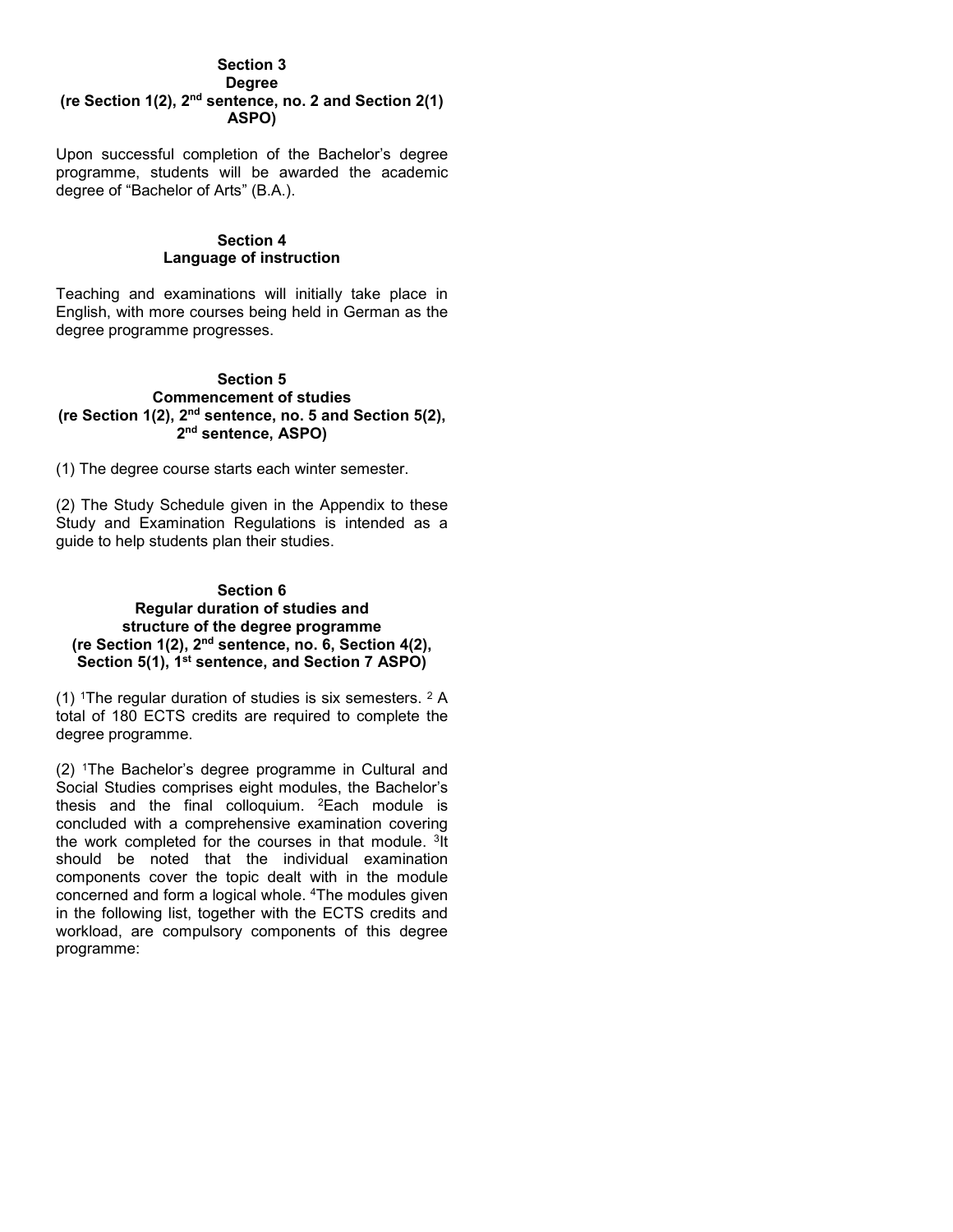## Section 3
## Degree
## (re Section 1(2), 2nd sentence, no. 2 and Section 2(1) ASPO)

Upon successful completion of the Bachelor's degree programme, students will be awarded the academic degree of "Bachelor of Arts" (B.A.).

## Section 4
## Language of instruction

Teaching and examinations will initially take place in English, with more courses being held in German as the degree programme progresses.

## Section 5
## Commencement of studies
## (re Section 1(2), 2nd sentence, no. 5 and Section 5(2), 2nd sentence, ASPO)

(1) The degree course starts each winter semester.

(2) The Study Schedule given in the Appendix to these Study and Examination Regulations is intended as a guide to help students plan their studies.

## Section 6
## Regular duration of studies and structure of the degree programme
## (re Section 1(2), 2nd sentence, no. 6, Section 4(2), Section 5(1), 1st sentence, and Section 7 ASPO)

(1) [1]The regular duration of studies is six semesters. [2] A total of 180 ECTS credits are required to complete the degree programme.

(2) [1]The Bachelor's degree programme in Cultural and Social Studies comprises eight modules, the Bachelor's thesis and the final colloquium. [2]Each module is concluded with a comprehensive examination covering the work completed for the courses in that module. [3]It should be noted that the individual examination components cover the topic dealt with in the module concerned and form a logical whole. [4]The modules given in the following list, together with the ECTS credits and workload, are compulsory components of this degree programme: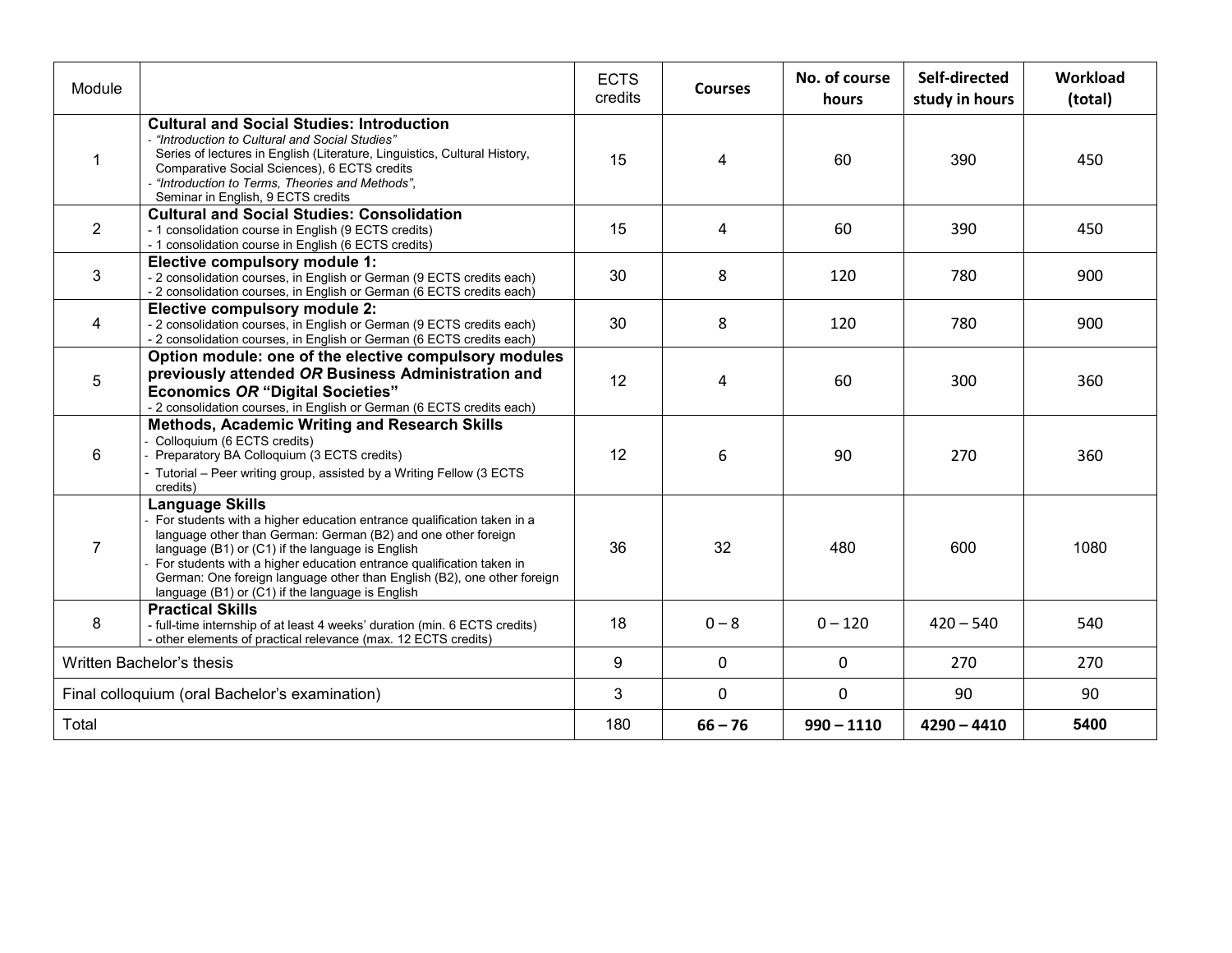| Module | | ECTS credits | Courses | No. of course hours | Self-directed study in hours | Workload (total) |
|---|---|---|---|---|---|---|
| 1 | **Cultural and Social Studies: Introduction**<br>- *"Introduction to Cultural and Social Studies"*<br>Series of lectures in English (Literature, Linguistics, Cultural History, Comparative Social Sciences), 6 ECTS credits<br>- *"Introduction to Terms, Theories and Methods"*,<br>Seminar in English, 9 ECTS credits | 15 | 4 | 60 | 390 | 450 |
| 2 | **Cultural and Social Studies: Consolidation**<br>- 1 consolidation course in English (9 ECTS credits)<br>- 1 consolidation course in English (6 ECTS credits) | 15 | 4 | 60 | 390 | 450 |
| 3 | **Elective compulsory module 1:**<br>- 2 consolidation courses, in English or German (9 ECTS credits each)<br>- 2 consolidation courses, in English or German (6 ECTS credits each) | 30 | 8 | 120 | 780 | 900 |
| 4 | **Elective compulsory module 2:**<br>- 2 consolidation courses, in English or German (9 ECTS credits each)<br>- 2 consolidation courses, in English or German (6 ECTS credits each) | 30 | 8 | 120 | 780 | 900 |
| 5 | **Option module: one of the elective compulsory modules previously attended *OR* Business Administration and Economics *OR* "Digital Societies"**<br>- 2 consolidation courses, in English or German (6 ECTS credits each) | 12 | 4 | 60 | 300 | 360 |
| 6 | **Methods, Academic Writing and Research Skills**<br>- Colloquium (6 ECTS credits)<br>- Preparatory BA Colloquium (3 ECTS credits)<br>- Tutorial – Peer writing group, assisted by a Writing Fellow (3 ECTS credits) | 12 | 6 | 90 | 270 | 360 |
| 7 | **Language Skills**<br>- For students with a higher education entrance qualification taken in a language other than German: German (B2) and one other foreign language (B1) or (C1) if the language is English<br>- For students with a higher education entrance qualification taken in German: One foreign language other than English (B2), one other foreign language (B1) or (C1) if the language is English | 36 | 32 | 480 | 600 | 1080 |
| 8 | **Practical Skills**<br>- full-time internship of at least 4 weeks' duration (min. 6 ECTS credits)<br>- other elements of practical relevance (max. 12 ECTS credits) | 18 | 0 – 8 | 0 – 120 | 420 – 540 | 540 |
| Written Bachelor's thesis | | 9 | 0 | 0 | 270 | 270 |
| Final colloquium (oral Bachelor's examination) | | 3 | 0 | 0 | 90 | 90 |
| Total | | 180 | **66 – 76** | **990 – 1110** | **4290 – 4410** | **5400** |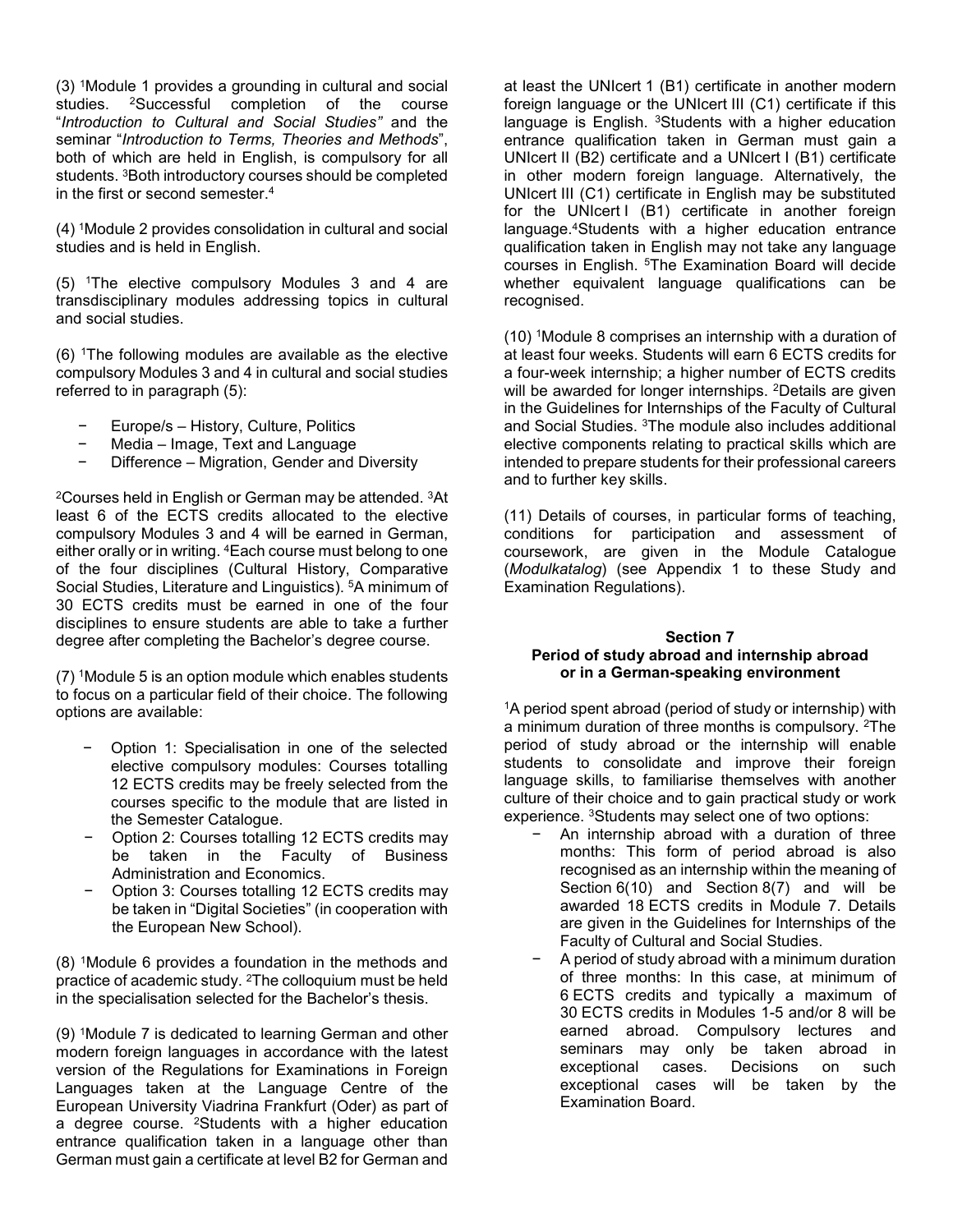(3) [1]Module 1 provides a grounding in cultural and social studies. [2]Successful completion of the course "*Introduction to Cultural and Social Studies"* and the seminar "*Introduction to Terms, Theories and Methods*", both of which are held in English, is compulsory for all students. [3]Both introductory courses should be completed in the first or second semester.[4]

(4) [1]Module 2 provides consolidation in cultural and social studies and is held in English.

(5) [1]The elective compulsory Modules 3 and 4 are transdisciplinary modules addressing topics in cultural and social studies.

(6) [1]The following modules are available as the elective compulsory Modules 3 and 4 in cultural and social studies referred to in paragraph (5):

- Europe/s – History, Culture, Politics
- Media – Image, Text and Language
- Difference – Migration, Gender and Diversity

[2]Courses held in English or German may be attended. [3]At least 6 of the ECTS credits allocated to the elective compulsory Modules 3 and 4 will be earned in German, either orally or in writing. [4]Each course must belong to one of the four disciplines (Cultural History, Comparative Social Studies, Literature and Linguistics). [5]A minimum of 30 ECTS credits must be earned in one of the four disciplines to ensure students are able to take a further degree after completing the Bachelor's degree course.

(7) [1]Module 5 is an option module which enables students to focus on a particular field of their choice. The following options are available:

- Option 1: Specialisation in one of the selected elective compulsory modules: Courses totalling 12 ECTS credits may be freely selected from the courses specific to the module that are listed in the Semester Catalogue.
- Option 2: Courses totalling 12 ECTS credits may be taken in the Faculty of Business Administration and Economics.
- Option 3: Courses totalling 12 ECTS credits may be taken in "Digital Societies" (in cooperation with the European New School).

(8) [1]Module 6 provides a foundation in the methods and practice of academic study. [2]The colloquium must be held in the specialisation selected for the Bachelor's thesis.

(9) [1]Module 7 is dedicated to learning German and other modern foreign languages in accordance with the latest version of the Regulations for Examinations in Foreign Languages taken at the Language Centre of the European University Viadrina Frankfurt (Oder) as part of a degree course. [2]Students with a higher education entrance qualification taken in a language other than German must gain a certificate at level B2 for German and at least the UNIcert 1 (B1) certificate in another modern foreign language or the UNIcert III (C1) certificate if this language is English. [3]Students with a higher education entrance qualification taken in German must gain a UNIcert II (B2) certificate and a UNIcert I (B1) certificate in other modern foreign language. Alternatively, the UNIcert III (C1) certificate in English may be substituted for the UNIcert I (B1) certificate in another foreign language.[4]Students with a higher education entrance qualification taken in English may not take any language courses in English. [5]The Examination Board will decide whether equivalent language qualifications can be recognised.

(10) [1]Module 8 comprises an internship with a duration of at least four weeks. Students will earn 6 ECTS credits for a four-week internship; a higher number of ECTS credits will be awarded for longer internships. [2]Details are given in the Guidelines for Internships of the Faculty of Cultural and Social Studies. [3]The module also includes additional elective components relating to practical skills which are intended to prepare students for their professional careers and to further key skills.

(11) Details of courses, in particular forms of teaching, conditions for participation and assessment of coursework, are given in the Module Catalogue (*Modulkatalog*) (see Appendix 1 to these Study and Examination Regulations).

### Section 7
### Period of study abroad and internship abroad or in a German-speaking environment

[1]A period spent abroad (period of study or internship) with a minimum duration of three months is compulsory. [2]The period of study abroad or the internship will enable students to consolidate and improve their foreign language skills, to familiarise themselves with another culture of their choice and to gain practical study or work experience. [3]Students may select one of two options:

- An internship abroad with a duration of three months: This form of period abroad is also recognised as an internship within the meaning of Section 6(10) and Section 8(7) and will be awarded 18 ECTS credits in Module 7. Details are given in the Guidelines for Internships of the Faculty of Cultural and Social Studies.
- A period of study abroad with a minimum duration of three months: In this case, at minimum of 6 ECTS credits and typically a maximum of 30 ECTS credits in Modules 1-5 and/or 8 will be earned abroad. Compulsory lectures and seminars may only be taken abroad in exceptional cases. Decisions on such exceptional cases will be taken by the Examination Board.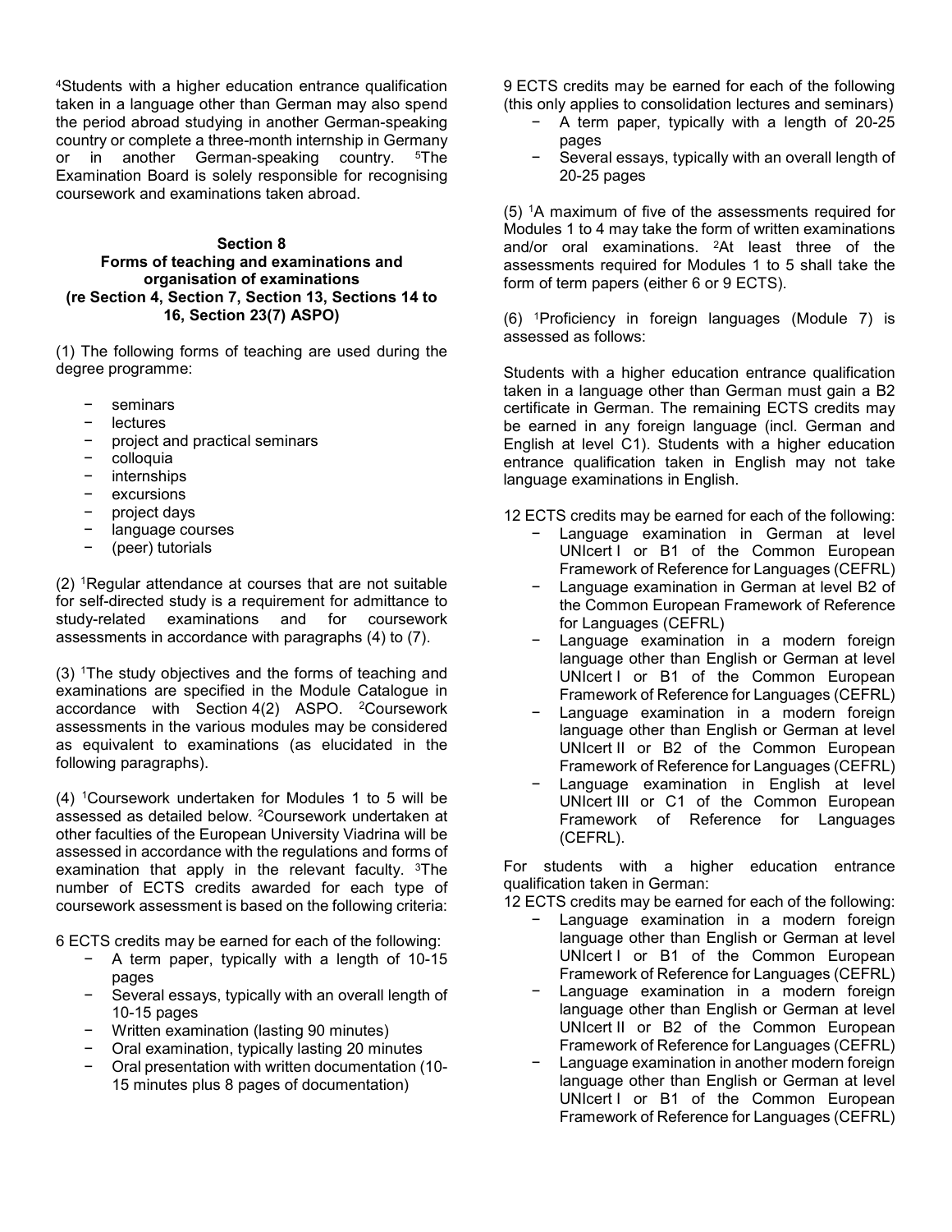[4]Students with a higher education entrance qualification taken in a language other than German may also spend the period abroad studying in another German-speaking country or complete a three-month internship in Germany or in another German-speaking country. [5]The Examination Board is solely responsible for recognising coursework and examinations taken abroad.

## Section 8
## Forms of teaching and examinations and organisation of examinations
## (re Section 4, Section 7, Section 13, Sections 14 to 16, Section 23(7) ASPO)

(1) The following forms of teaching are used during the degree programme:

- seminars
- lectures
- project and practical seminars
- colloquia
- internships
- excursions
- project days
- language courses
- (peer) tutorials

(2) [1]Regular attendance at courses that are not suitable for self-directed study is a requirement for admittance to study-related examinations and for coursework assessments in accordance with paragraphs (4) to (7).

(3) [1]The study objectives and the forms of teaching and examinations are specified in the Module Catalogue in accordance with Section 4(2) ASPO. [2]Coursework assessments in the various modules may be considered as equivalent to examinations (as elucidated in the following paragraphs).

(4) [1]Coursework undertaken for Modules 1 to 5 will be assessed as detailed below. [2]Coursework undertaken at other faculties of the European University Viadrina will be assessed in accordance with the regulations and forms of examination that apply in the relevant faculty. [3]The number of ECTS credits awarded for each type of coursework assessment is based on the following criteria:

6 ECTS credits may be earned for each of the following:

- A term paper, typically with a length of 10-15 pages
- Several essays, typically with an overall length of 10-15 pages
- Written examination (lasting 90 minutes)
- Oral examination, typically lasting 20 minutes
- Oral presentation with written documentation (10-15 minutes plus 8 pages of documentation)

9 ECTS credits may be earned for each of the following (this only applies to consolidation lectures and seminars)

- A term paper, typically with a length of 20-25 pages
- Several essays, typically with an overall length of 20-25 pages

(5) [1]A maximum of five of the assessments required for Modules 1 to 4 may take the form of written examinations and/or oral examinations. [2]At least three of the assessments required for Modules 1 to 5 shall take the form of term papers (either 6 or 9 ECTS).

(6) [1]Proficiency in foreign languages (Module 7) is assessed as follows:

Students with a higher education entrance qualification taken in a language other than German must gain a B2 certificate in German. The remaining ECTS credits may be earned in any foreign language (incl. German and English at level C1). Students with a higher education entrance qualification taken in English may not take language examinations in English.

12 ECTS credits may be earned for each of the following:

- Language examination in German at level UNIcert I or B1 of the Common European Framework of Reference for Languages (CEFRL)
- Language examination in German at level B2 of the Common European Framework of Reference for Languages (CEFRL)
- Language examination in a modern foreign language other than English or German at level UNIcert I or B1 of the Common European Framework of Reference for Languages (CEFRL)
- Language examination in a modern foreign language other than English or German at level UNIcert II or B2 of the Common European Framework of Reference for Languages (CEFRL)
- Language examination in English at level UNIcert III or C1 of the Common European Framework of Reference for Languages (CEFRL).

For students with a higher education entrance qualification taken in German:

12 ECTS credits may be earned for each of the following:

- Language examination in a modern foreign language other than English or German at level UNIcert I or B1 of the Common European Framework of Reference for Languages (CEFRL)
- Language examination in a modern foreign language other than English or German at level UNIcert II or B2 of the Common European Framework of Reference for Languages (CEFRL)
- Language examination in another modern foreign language other than English or German at level UNIcert I or B1 of the Common European Framework of Reference for Languages (CEFRL)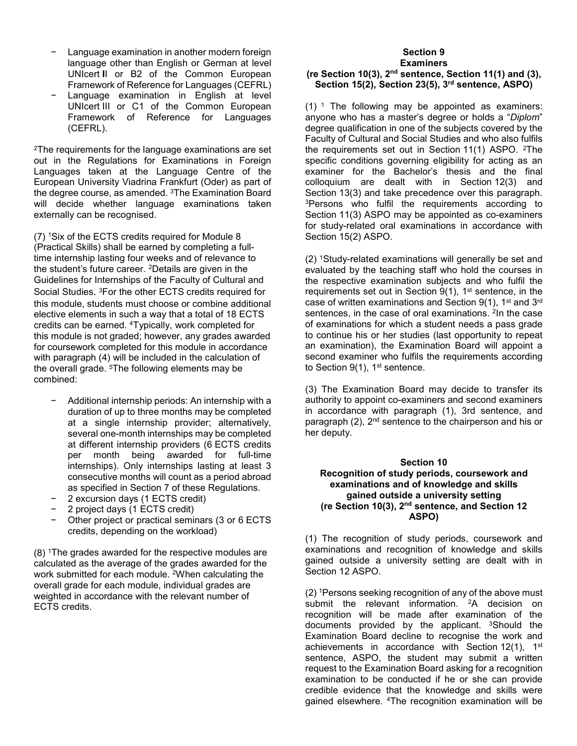- Language examination in another modern foreign language other than English or German at level UNIcert II or B2 of the Common European Framework of Reference for Languages (CEFRL)
- Language examination in English at level UNIcert III or C1 of the Common European Framework of Reference for Languages (CEFRL).

[2]The requirements for the language examinations are set out in the Regulations for Examinations in Foreign Languages taken at the Language Centre of the European University Viadrina Frankfurt (Oder) as part of the degree course, as amended. [3]The Examination Board will decide whether language examinations taken externally can be recognised.

(7) [1]Six of the ECTS credits required for Module 8 (Practical Skills) shall be earned by completing a full-time internship lasting four weeks and of relevance to the student's future career. [2]Details are given in the Guidelines for Internships of the Faculty of Cultural and Social Studies. [3]For the other ECTS credits required for this module, students must choose or combine additional elective elements in such a way that a total of 18 ECTS credits can be earned. [4]Typically, work completed for this module is not graded; however, any grades awarded for coursework completed for this module in accordance with paragraph (4) will be included in the calculation of the overall grade. [5]The following elements may be combined:

- Additional internship periods: An internship with a duration of up to three months may be completed at a single internship provider; alternatively, several one-month internships may be completed at different internship providers (6 ECTS credits per month being awarded for full-time internships). Only internships lasting at least 3 consecutive months will count as a period abroad as specified in Section 7 of these Regulations.
- 2 excursion days (1 ECTS credit)
- 2 project days (1 ECTS credit)
- Other project or practical seminars (3 or 6 ECTS credits, depending on the workload)

(8) [1]The grades awarded for the respective modules are calculated as the average of the grades awarded for the work submitted for each module. [2]When calculating the overall grade for each module, individual grades are weighted in accordance with the relevant number of ECTS credits.

### Section 9
### Examiners
### (re Section 10(3), 2nd sentence, Section 11(1) and (3), Section 15(2), Section 23(5), 3rd sentence, ASPO)

(1) [1] The following may be appointed as examiners: anyone who has a master's degree or holds a "*Diplom*" degree qualification in one of the subjects covered by the Faculty of Cultural and Social Studies and who also fulfils the requirements set out in Section 11(1) ASPO. [2]The specific conditions governing eligibility for acting as an examiner for the Bachelor's thesis and the final colloquium are dealt with in Section 12(3) and Section 13(3) and take precedence over this paragraph. [3]Persons who fulfil the requirements according to Section 11(3) ASPO may be appointed as co-examiners for study-related oral examinations in accordance with Section 15(2) ASPO.

(2) [1]Study-related examinations will generally be set and evaluated by the teaching staff who hold the courses in the respective examination subjects and who fulfil the requirements set out in Section 9(1), 1st sentence, in the case of written examinations and Section 9(1), 1st and 3rd sentences, in the case of oral examinations. [2]In the case of examinations for which a student needs a pass grade to continue his or her studies (last opportunity to repeat an examination), the Examination Board will appoint a second examiner who fulfils the requirements according to Section 9(1), 1st sentence.

(3) The Examination Board may decide to transfer its authority to appoint co-examiners and second examiners in accordance with paragraph (1), 3rd sentence, and paragraph (2), 2nd sentence to the chairperson and his or her deputy.

### Section 10
### Recognition of study periods, coursework and examinations and of knowledge and skills gained outside a university setting
### (re Section 10(3), 2nd sentence, and Section 12 ASPO)

(1) The recognition of study periods, coursework and examinations and recognition of knowledge and skills gained outside a university setting are dealt with in Section 12 ASPO.

(2) [1]Persons seeking recognition of any of the above must submit the relevant information. [2]A decision on recognition will be made after examination of the documents provided by the applicant. [3]Should the Examination Board decline to recognise the work and achievements in accordance with Section 12(1), 1st sentence, ASPO, the student may submit a written request to the Examination Board asking for a recognition examination to be conducted if he or she can provide credible evidence that the knowledge and skills were gained elsewhere. [4]The recognition examination will be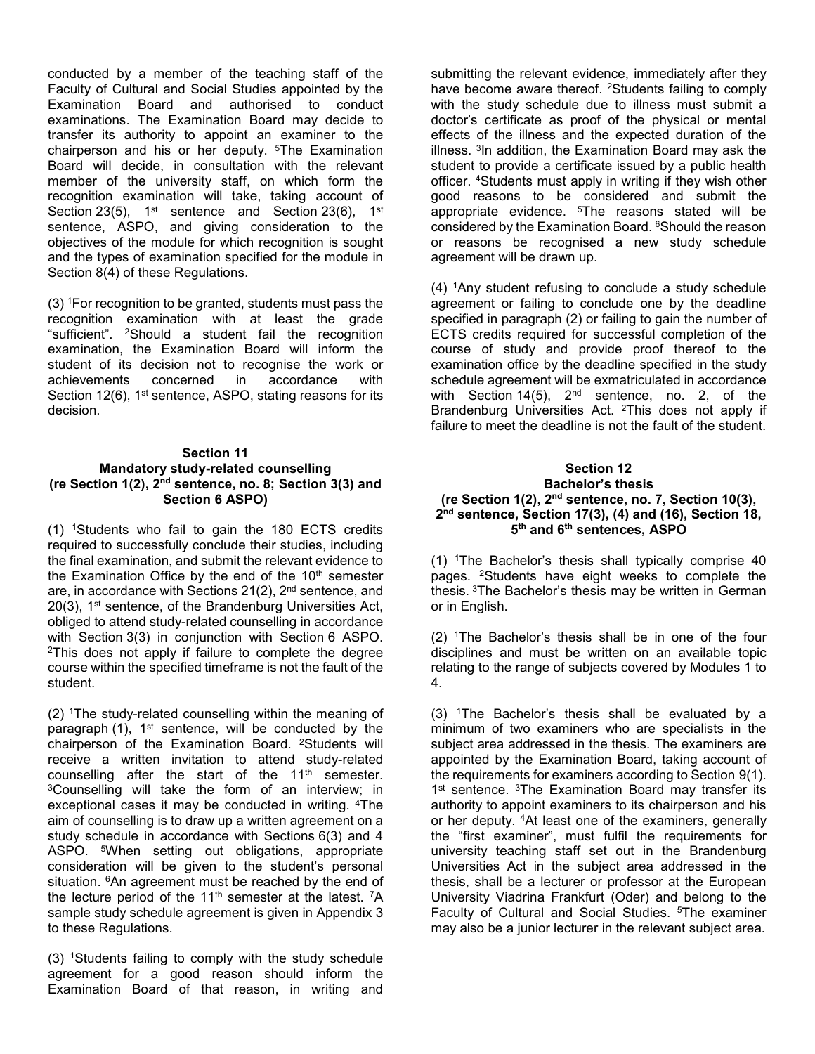conducted by a member of the teaching staff of the Faculty of Cultural and Social Studies appointed by the Examination Board and authorised to conduct examinations. The Examination Board may decide to transfer its authority to appoint an examiner to the chairperson and his or her deputy. [5]The Examination Board will decide, in consultation with the relevant member of the university staff, on which form the recognition examination will take, taking account of Section 23(5), 1st sentence and Section 23(6), 1st sentence, ASPO, and giving consideration to the objectives of the module for which recognition is sought and the types of examination specified for the module in Section 8(4) of these Regulations.

(3) [1]For recognition to be granted, students must pass the recognition examination with at least the grade "sufficient". [2]Should a student fail the recognition examination, the Examination Board will inform the student of its decision not to recognise the work or achievements concerned in accordance with Section 12(6), 1st sentence, ASPO, stating reasons for its decision.

### Section 11
### Mandatory study-related counselling
### (re Section 1(2), 2nd sentence, no. 8; Section 3(3) and Section 6 ASPO)

(1) [1]Students who fail to gain the 180 ECTS credits required to successfully conclude their studies, including the final examination, and submit the relevant evidence to the Examination Office by the end of the 10th semester are, in accordance with Sections 21(2), 2nd sentence, and 20(3), 1st sentence, of the Brandenburg Universities Act, obliged to attend study-related counselling in accordance with Section 3(3) in conjunction with Section 6 ASPO. [2]This does not apply if failure to complete the degree course within the specified timeframe is not the fault of the student.

(2) [1]The study-related counselling within the meaning of paragraph (1), 1st sentence, will be conducted by the chairperson of the Examination Board. [2]Students will receive a written invitation to attend study-related counselling after the start of the 11th semester. [3]Counselling will take the form of an interview; in exceptional cases it may be conducted in writing. [4]The aim of counselling is to draw up a written agreement on a study schedule in accordance with Sections 6(3) and 4 ASPO. [5]When setting out obligations, appropriate consideration will be given to the student's personal situation. [6]An agreement must be reached by the end of the lecture period of the 11th semester at the latest. [7]A sample study schedule agreement is given in Appendix 3 to these Regulations.

(3) [1]Students failing to comply with the study schedule agreement for a good reason should inform the Examination Board of that reason, in writing and submitting the relevant evidence, immediately after they have become aware thereof. [2]Students failing to comply with the study schedule due to illness must submit a doctor's certificate as proof of the physical or mental effects of the illness and the expected duration of the illness. [3]In addition, the Examination Board may ask the student to provide a certificate issued by a public health officer. [4]Students must apply in writing if they wish other good reasons to be considered and submit the appropriate evidence. [5]The reasons stated will be considered by the Examination Board. [6]Should the reason or reasons be recognised a new study schedule agreement will be drawn up.

(4) [1]Any student refusing to conclude a study schedule agreement or failing to conclude one by the deadline specified in paragraph (2) or failing to gain the number of ECTS credits required for successful completion of the course of study and provide proof thereof to the examination office by the deadline specified in the study schedule agreement will be exmatriculated in accordance with Section 14(5), 2nd sentence, no. 2, of the Brandenburg Universities Act. [2]This does not apply if failure to meet the deadline is not the fault of the student.

### Section 12
### Bachelor's thesis
### (re Section 1(2), 2nd sentence, no. 7, Section 10(3), 2nd sentence, Section 17(3), (4) and (16), Section 18, 5th and 6th sentences, ASPO

(1) [1]The Bachelor's thesis shall typically comprise 40 pages. [2]Students have eight weeks to complete the thesis. [3]The Bachelor's thesis may be written in German or in English.

(2) [1]The Bachelor's thesis shall be in one of the four disciplines and must be written on an available topic relating to the range of subjects covered by Modules 1 to 4.

(3) [1]The Bachelor's thesis shall be evaluated by a minimum of two examiners who are specialists in the subject area addressed in the thesis. The examiners are appointed by the Examination Board, taking account of the requirements for examiners according to Section 9(1). 1st sentence. [3]The Examination Board may transfer its authority to appoint examiners to its chairperson and his or her deputy. [4]At least one of the examiners, generally the "first examiner", must fulfil the requirements for university teaching staff set out in the Brandenburg Universities Act in the subject area addressed in the thesis, shall be a lecturer or professor at the European University Viadrina Frankfurt (Oder) and belong to the Faculty of Cultural and Social Studies. [5]The examiner may also be a junior lecturer in the relevant subject area.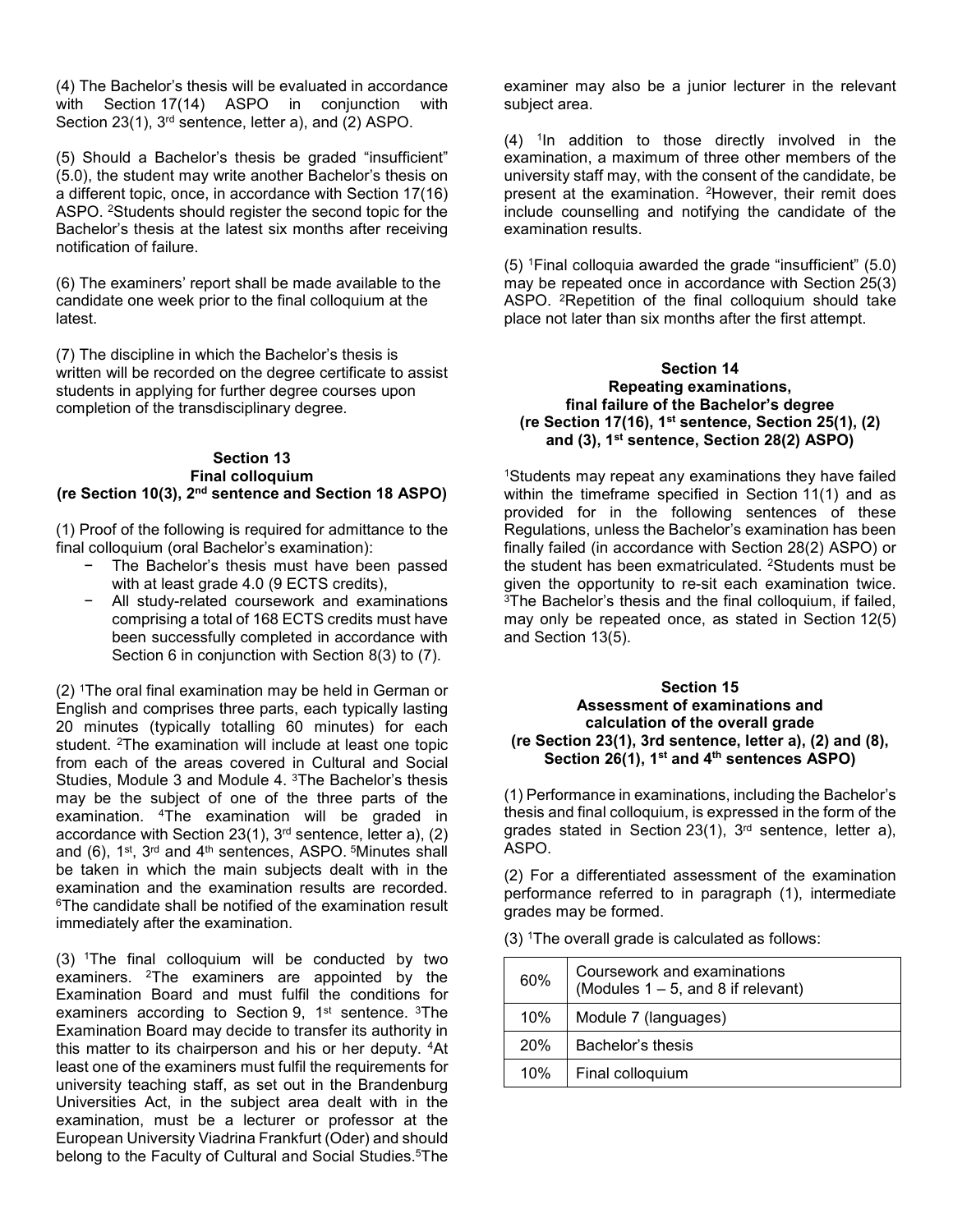(4) The Bachelor's thesis will be evaluated in accordance with Section 17(14) ASPO in conjunction with Section 23(1), 3rd sentence, letter a), and (2) ASPO.

(5) Should a Bachelor's thesis be graded "insufficient" (5.0), the student may write another Bachelor's thesis on a different topic, once, in accordance with Section 17(16) ASPO. [2]Students should register the second topic for the Bachelor's thesis at the latest six months after receiving notification of failure.

(6) The examiners' report shall be made available to the candidate one week prior to the final colloquium at the latest.

(7) The discipline in which the Bachelor's thesis is written will be recorded on the degree certificate to assist students in applying for further degree courses upon completion of the transdisciplinary degree.

### Section 13
### Final colloquium
### (re Section 10(3), 2nd sentence and Section 18 ASPO)

(1) Proof of the following is required for admittance to the final colloquium (oral Bachelor's examination):

- The Bachelor's thesis must have been passed with at least grade 4.0 (9 ECTS credits),
- All study-related coursework and examinations comprising a total of 168 ECTS credits must have been successfully completed in accordance with Section 6 in conjunction with Section 8(3) to (7).

(2) [1]The oral final examination may be held in German or English and comprises three parts, each typically lasting 20 minutes (typically totalling 60 minutes) for each student. [2]The examination will include at least one topic from each of the areas covered in Cultural and Social Studies, Module 3 and Module 4. [3]The Bachelor's thesis may be the subject of one of the three parts of the examination. [4]The examination will be graded in accordance with Section 23(1), 3rd sentence, letter a), (2) and (6), 1st, 3rd and 4th sentences, ASPO. [5]Minutes shall be taken in which the main subjects dealt with in the examination and the examination results are recorded. [6]The candidate shall be notified of the examination result immediately after the examination.

(3) [1]The final colloquium will be conducted by two examiners. [2]The examiners are appointed by the Examination Board and must fulfil the conditions for examiners according to Section 9, 1st sentence. [3]The Examination Board may decide to transfer its authority in this matter to its chairperson and his or her deputy. [4]At least one of the examiners must fulfil the requirements for university teaching staff, as set out in the Brandenburg Universities Act, in the subject area dealt with in the examination, must be a lecturer or professor at the European University Viadrina Frankfurt (Oder) and should belong to the Faculty of Cultural and Social Studies.[5]The examiner may also be a junior lecturer in the relevant subject area.

(4) [1]In addition to those directly involved in the examination, a maximum of three other members of the university staff may, with the consent of the candidate, be present at the examination. [2]However, their remit does include counselling and notifying the candidate of the examination results.

(5) [1]Final colloquia awarded the grade "insufficient" (5.0) may be repeated once in accordance with Section 25(3) ASPO. [2]Repetition of the final colloquium should take place not later than six months after the first attempt.

### Section 14
### Repeating examinations, final failure of the Bachelor's degree
### (re Section 17(16), 1st sentence, Section 25(1), (2) and (3), 1st sentence, Section 28(2) ASPO)

[1]Students may repeat any examinations they have failed within the timeframe specified in Section 11(1) and as provided for in the following sentences of these Regulations, unless the Bachelor's examination has been finally failed (in accordance with Section 28(2) ASPO) or the student has been exmatriculated. [2]Students must be given the opportunity to re-sit each examination twice. [3]The Bachelor's thesis and the final colloquium, if failed, may only be repeated once, as stated in Section 12(5) and Section 13(5).

### Section 15
### Assessment of examinations and calculation of the overall grade
### (re Section 23(1), 3rd sentence, letter a), (2) and (8), Section 26(1), 1st and 4th sentences ASPO)

(1) Performance in examinations, including the Bachelor's thesis and final colloquium, is expressed in the form of the grades stated in Section 23(1), 3rd sentence, letter a), ASPO.

(2) For a differentiated assessment of the examination performance referred to in paragraph (1), intermediate grades may be formed.

(3) [1]The overall grade is calculated as follows:

| | |
|---|---|
| 60% | Coursework and examinations (Modules 1 – 5, and 8 if relevant) |
| 10% | Module 7 (languages) |
| 20% | Bachelor's thesis |
| 10% | Final colloquium |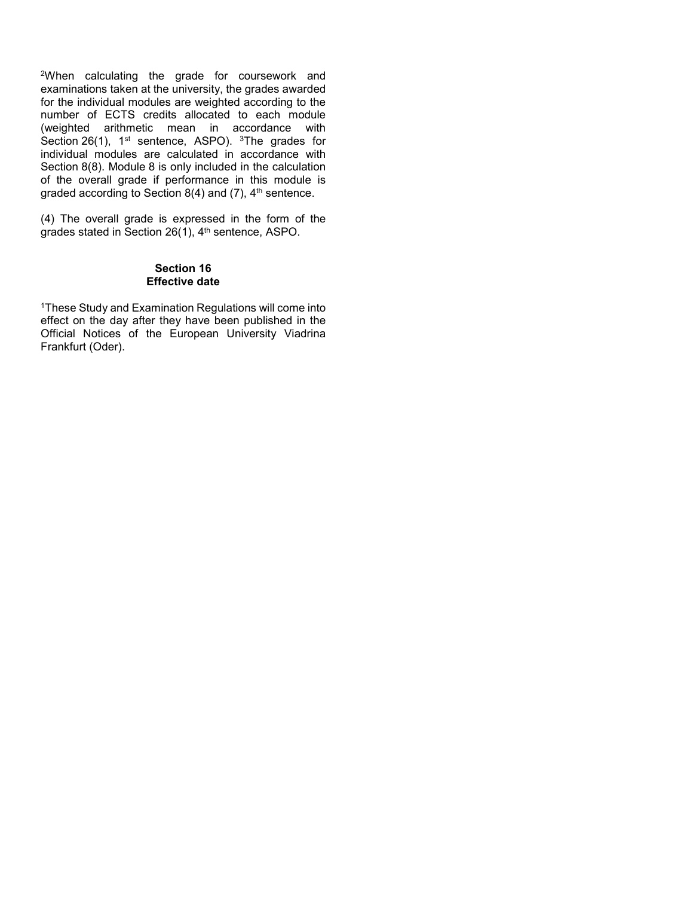[2]When calculating the grade for coursework and examinations taken at the university, the grades awarded for the individual modules are weighted according to the number of ECTS credits allocated to each module (weighted arithmetic mean in accordance with Section 26(1), 1st sentence, ASPO). [3]The grades for individual modules are calculated in accordance with Section 8(8). Module 8 is only included in the calculation of the overall grade if performance in this module is graded according to Section 8(4) and (7), 4th sentence.

(4) The overall grade is expressed in the form of the grades stated in Section 26(1), 4th sentence, ASPO.

## Section 16
## Effective date

[1]These Study and Examination Regulations will come into effect on the day after they have been published in the Official Notices of the European University Viadrina Frankfurt (Oder).